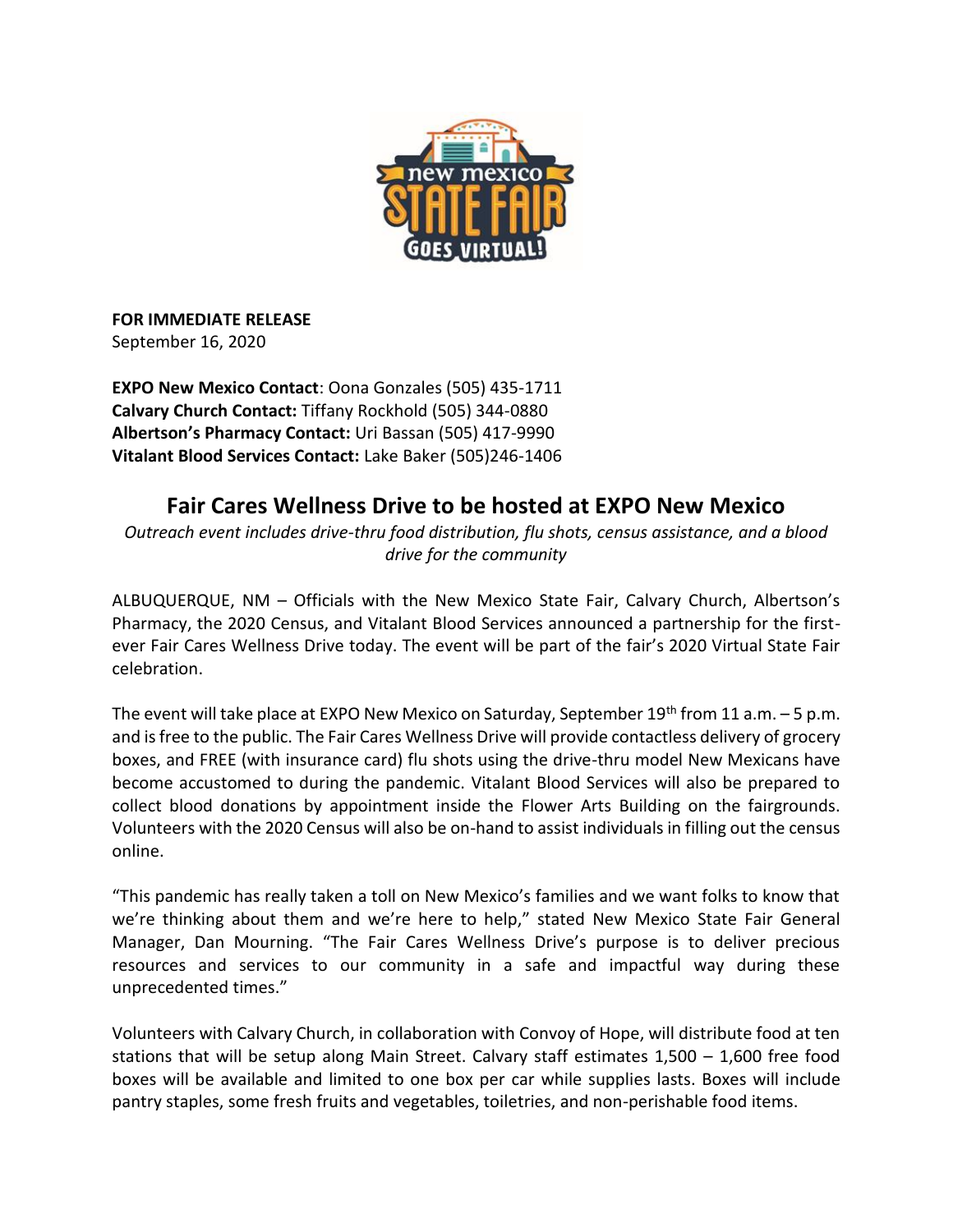**FOR IMMEDIATE RELEASE**
September 16, 2020

**EXPO New Mexico Contact**: Oona Gonzales (505) 435-1711
**Calvary Church Contact:** Tiffany Rockhold (505) 344-0880
**Albertson's Pharmacy Contact:** Uri Bassan (505) 417-9990
**Vitalant Blood Services Contact:** Lake Baker (505)246-1406

# Fair Cares Wellness Drive to be hosted at EXPO New Mexico

*Outreach event includes drive-thru food distribution, flu shots, census assistance, and a blood drive for the community*

ALBUQUERQUE, NM – Officials with the New Mexico State Fair, Calvary Church, Albertson's Pharmacy, the 2020 Census, and Vitalant Blood Services announced a partnership for the first-ever Fair Cares Wellness Drive today. The event will be part of the fair's 2020 Virtual State Fair celebration.

The event will take place at EXPO New Mexico on Saturday, September 19th from 11 a.m. – 5 p.m. and is free to the public. The Fair Cares Wellness Drive will provide contactless delivery of grocery boxes, and FREE (with insurance card) flu shots using the drive-thru model New Mexicans have become accustomed to during the pandemic. Vitalant Blood Services will also be prepared to collect blood donations by appointment inside the Flower Arts Building on the fairgrounds. Volunteers with the 2020 Census will also be on-hand to assist individuals in filling out the census online.

"This pandemic has really taken a toll on New Mexico's families and we want folks to know that we're thinking about them and we're here to help," stated New Mexico State Fair General Manager, Dan Mourning. "The Fair Cares Wellness Drive's purpose is to deliver precious resources and services to our community in a safe and impactful way during these unprecedented times."

Volunteers with Calvary Church, in collaboration with Convoy of Hope, will distribute food at ten stations that will be setup along Main Street. Calvary staff estimates 1,500 – 1,600 free food boxes will be available and limited to one box per car while supplies lasts. Boxes will include pantry staples, some fresh fruits and vegetables, toiletries, and non-perishable food items.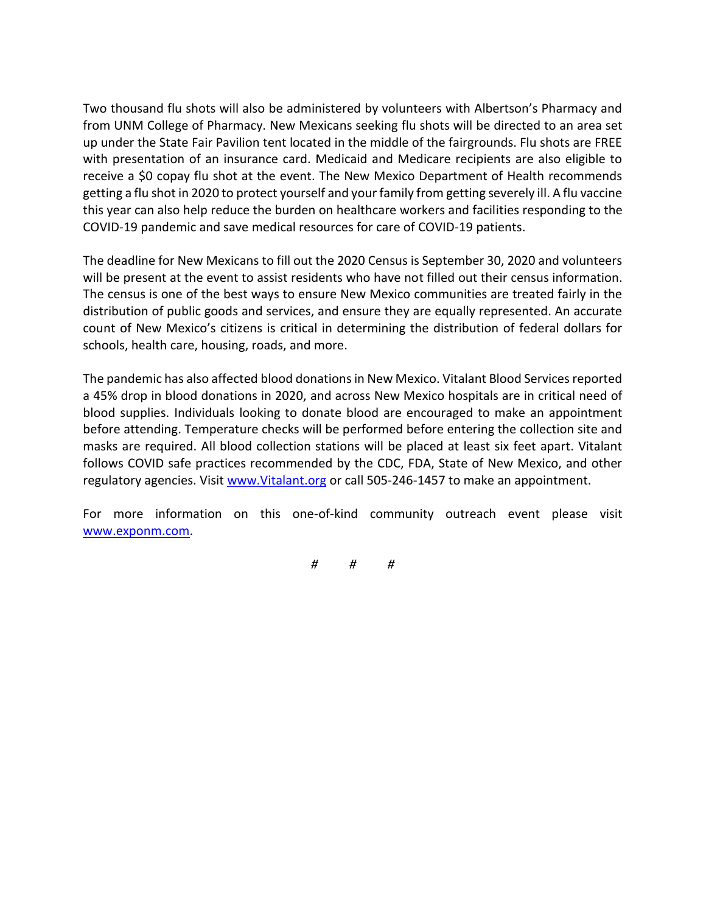Two thousand flu shots will also be administered by volunteers with Albertson's Pharmacy and from UNM College of Pharmacy. New Mexicans seeking flu shots will be directed to an area set up under the State Fair Pavilion tent located in the middle of the fairgrounds. Flu shots are FREE with presentation of an insurance card. Medicaid and Medicare recipients are also eligible to receive a $0 copay flu shot at the event. The New Mexico Department of Health recommends getting a flu shot in 2020 to protect yourself and your family from getting severely ill. A flu vaccine this year can also help reduce the burden on healthcare workers and facilities responding to the COVID-19 pandemic and save medical resources for care of COVID-19 patients.

The deadline for New Mexicans to fill out the 2020 Census is September 30, 2020 and volunteers will be present at the event to assist residents who have not filled out their census information. The census is one of the best ways to ensure New Mexico communities are treated fairly in the distribution of public goods and services, and ensure they are equally represented. An accurate count of New Mexico's citizens is critical in determining the distribution of federal dollars for schools, health care, housing, roads, and more.

The pandemic has also affected blood donations in New Mexico. Vitalant Blood Services reported a 45% drop in blood donations in 2020, and across New Mexico hospitals are in critical need of blood supplies. Individuals looking to donate blood are encouraged to make an appointment before attending. Temperature checks will be performed before entering the collection site and masks are required. All blood collection stations will be placed at least six feet apart. Vitalant follows COVID safe practices recommended by the CDC, FDA, State of New Mexico, and other regulatory agencies. Visit www.Vitalant.org or call 505-246-1457 to make an appointment.

For more information on this one-of-kind community outreach event please visit www.exponm.com.

# # #